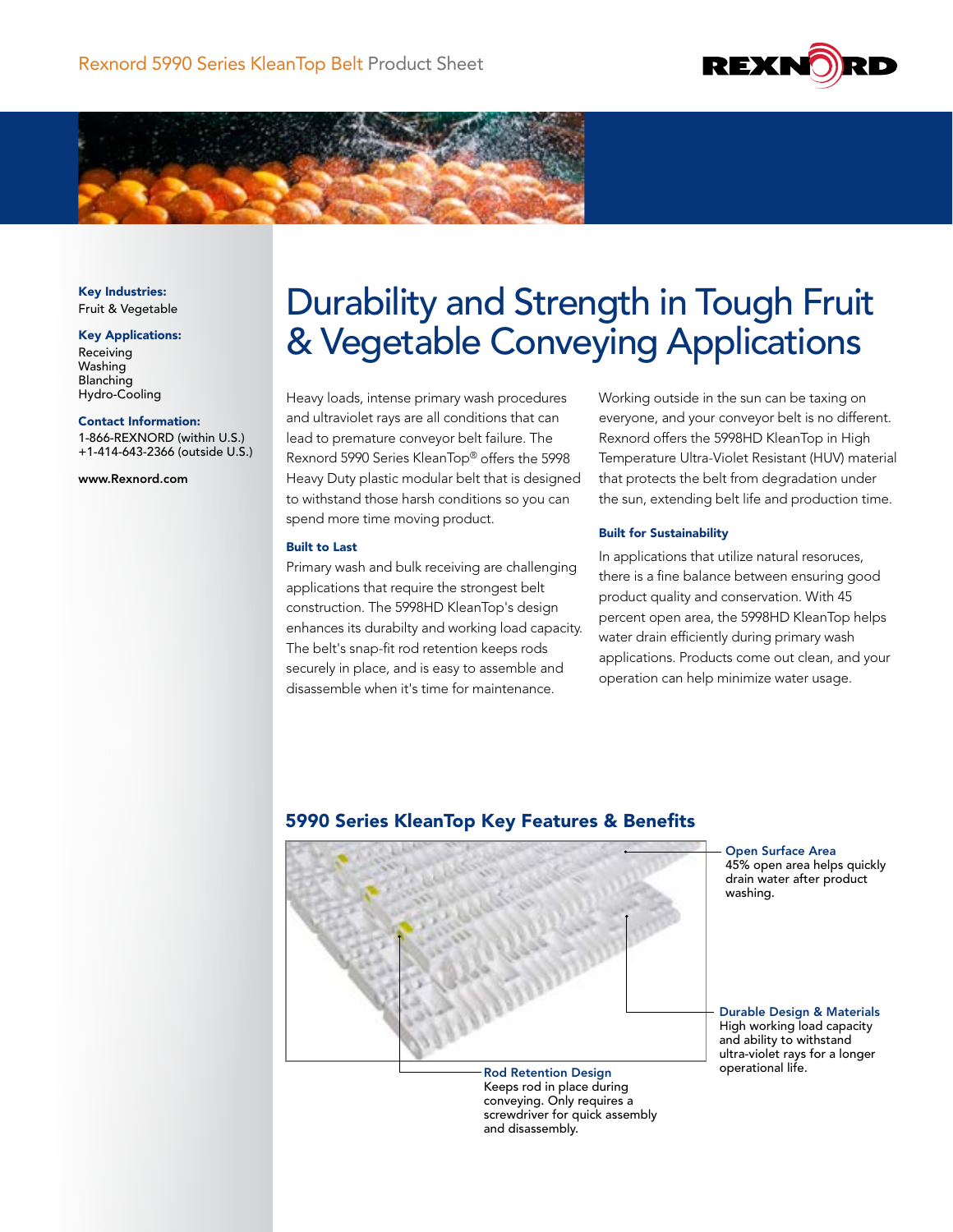Rexnord 5990 Series KleanTop Belt Product Sheet

**Key Industries:**
Fruit & Vegetable

**Key Applications:**
Receiving
Washing
Blanching
Hydro-Cooling

**Contact Information:**
1-866-REXNORD (within U.S.)
+1-414-643-2366 (outside U.S.)

www.Rexnord.com

# Durability and Strength in Tough Fruit & Vegetable Conveying Applications

Heavy loads, intense primary wash procedures and ultraviolet rays are all conditions that can lead to premature conveyor belt failure. The Rexnord 5990 Series KleanTop® offers the 5998 Heavy Duty plastic modular belt that is designed to withstand those harsh conditions so you can spend more time moving product.

### Built to Last

Primary wash and bulk receiving are challenging applications that require the strongest belt construction. The 5998HD KleanTop's design enhances its durabilty and working load capacity. The belt's snap-fit rod retention keeps rods securely in place, and is easy to assemble and disassemble when it's time for maintenance.

Working outside in the sun can be taxing on everyone, and your conveyor belt is no different. Rexnord offers the 5998HD KleanTop in High Temperature Ultra-Violet Resistant (HUV) material that protects the belt from degradation under the sun, extending belt life and production time.

### Built for Sustainability

In applications that utilize natural resoruces, there is a fine balance between ensuring good product quality and conservation. With 45 percent open area, the 5998HD KleanTop helps water drain efficiently during primary wash applications. Products come out clean, and your operation can help minimize water usage.

## 5990 Series KleanTop Key Features & Benefits

**Open Surface Area**
45% open area helps quickly drain water after product washing.

**Durable Design & Materials**
High working load capacity and ability to withstand ultra-violet rays for a longer operational life.

**Rod Retention Design**
Keeps rod in place during conveying. Only requires a screwdriver for quick assembly and disassembly.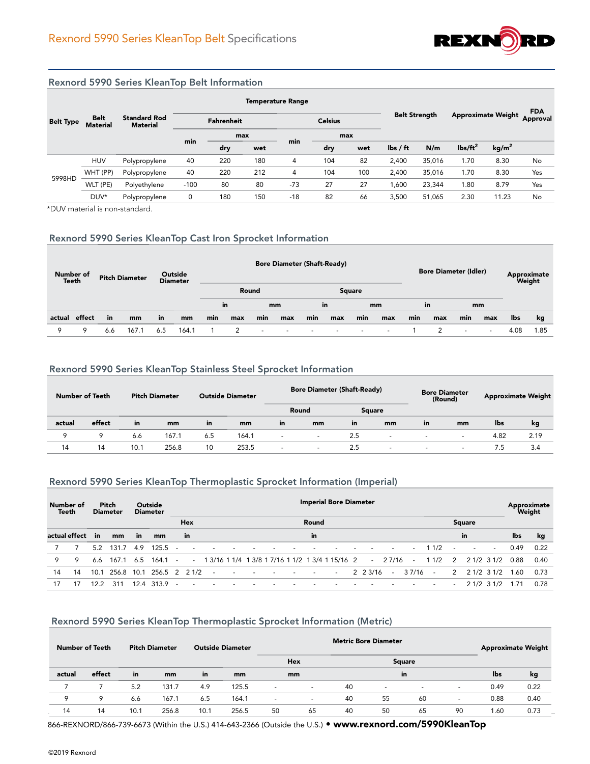# Rexnord 5990 Series KleanTop Belt Specifications

## Rexnord 5990 Series KleanTop Belt Information

| Belt Type | Belt Material | Standard Rod Material | Temperature Range | | | | | | Belt Strength | | Approximate Weight | | FDA Approval |
|---|---|---|---|---|---|---|---|---|---|---|---|---|---|
| | | | Fahrenheit | | | Celsius | | | | | | | |
| | | | min | max | | min | max | | | | | | |
| | | | | dry | wet | | dry | wet | lbs / ft | N/m | lbs/ft² | kg/m² | |
| 5998HD | HUV | Polypropylene | 40 | 220 | 180 | 4 | 104 | 82 | 2,400 | 35,016 | 1.70 | 8.30 | No |
| | WHT (PP) | Polypropylene | 40 | 220 | 212 | 4 | 104 | 100 | 2,400 | 35,016 | 1.70 | 8.30 | Yes |
| | WLT (PE) | Polyethylene | -100 | 80 | 80 | -73 | 27 | 27 | 1,600 | 23,344 | 1.80 | 8.79 | Yes |
| | DUV* | Polypropylene | 0 | 180 | 150 | -18 | 82 | 66 | 3,500 | 51,065 | 2.30 | 11.23 | No |

*DUV material is non-standard.

## Rexnord 5990 Series KleanTop Cast Iron Sprocket Information

| Number of Teeth | | Pitch Diameter | | Outside Diameter | | Bore Diameter (Shaft-Ready) | | | | | | | | Bore Diameter (Idler) | | | | Approximate Weight | |
|---|---|---|---|---|---|---|---|---|---|---|---|---|---|---|---|---|---|---|---|
| | | | | | | Round | | | | Square | | | | | | | | | |
| | | | | | | in | | mm | | in | | mm | | in | | mm | | | |
| actual | effect | in | mm | in | mm | min | max | min | max | min | max | min | max | min | max | min | max | lbs | kg |
| 9 | 9 | 6.6 | 167.1 | 6.5 | 164.1 | 1 | 2 | - | - | - | - | - | - | 1 | 2 | - | - | 4.08 | 1.85 |

## Rexnord 5990 Series KleanTop Stainless Steel Sprocket Information

| Number of Teeth | | Pitch Diameter | | Outside Diameter | | Bore Diameter (Shaft-Ready) | | | | Bore Diameter (Round) | | Approximate Weight | |
|---|---|---|---|---|---|---|---|---|---|---|---|---|---|
| | | | | | | Round | | Square | | | | | |
| actual | effect | in | mm | in | mm | in | mm | in | mm | in | mm | lbs | kg |
| 9 | 9 | 6.6 | 167.1 | 6.5 | 164.1 | - | - | 2.5 | - | - | - | 4.82 | 2.19 |
| 14 | 14 | 10.1 | 256.8 | 10 | 253.5 | - | - | 2.5 | - | - | - | 7.5 | 3.4 |

## Rexnord 5990 Series KleanTop Thermoplastic Sprocket Information (Imperial)

| Number of Teeth | | Pitch Diameter | | Outside Diameter | | Imperial Bore Diameter | | | | | | | | | | | | | | | | | Approximate Weight | |
|---|---|---|---|---|---|---|---|---|---|---|---|---|---|---|---|---|---|---|---|---|---|---|---|---|
| | | | | | | Hex | | Round | | | | | | | | | | | Square | | | | | |
| actual | effect | in | mm | in | mm | in | | in | | | | | | | | | | | in | | | | lbs | kg |
| 7 | 7 | 5.2 | 131.7 | 4.9 | 125.5 | - | - | - | - | - | - | - | - | - | - | - | - | - | 1 1/2 | - | - | - | 0.49 | 0.22 |
| 9 | 9 | 6.6 | 167.1 | 6.5 | 164.1 | - | - | 1 3/16 | 1 1/4 | 1 3/8 | 1 7/16 | 1 1/2 | 1 3/4 | 1 15/16 | 2 | - | 2 7/16 | - | 1 1/2 | 2 | 2 1/2 | 3 1/2 | 0.88 | 0.40 |
| 14 | 14 | 10.1 | 256.8 | 10.1 | 256.5 | 2 | 2 1/2 | - | - | - | - | - | - | - | 2 | 2 3/16 | - | 3 7/16 | - | 2 | 2 1/2 | 3 1/2 | 1.60 | 0.73 |
| 17 | 17 | 12.2 | 311 | 12.4 | 313.9 | - | - | - | - | - | - | - | - | - | - | - | - | - | - | - | 2 1/2 | 3 1/2 | 1.71 | 0.78 |

## Rexnord 5990 Series KleanTop Thermoplastic Sprocket Information (Metric)

| Number of Teeth | | Pitch Diameter | | Outside Diameter | | Metric Bore Diameter | | | | | | Approximate Weight | |
|---|---|---|---|---|---|---|---|---|---|---|---|---|---|
| | | | | | | Hex | | Square | | | | | |
| actual | effect | in | mm | in | mm | mm | | in | | | | lbs | kg |
| 7 | 7 | 5.2 | 131.7 | 4.9 | 125.5 | - | - | 40 | - | - | - | 0.49 | 0.22 |
| 9 | 9 | 6.6 | 167.1 | 6.5 | 164.1 | - | - | 40 | 55 | 60 | - | 0.88 | 0.40 |
| 14 | 14 | 10.1 | 256.8 | 10.1 | 256.5 | 50 | 65 | 40 | 50 | 65 | 90 | 1.60 | 0.73 |

866-REXNORD/866-739-6673 (Within the U.S.) 414-643-2366 (Outside the U.S.) • **www.rexnord.com/5990KleanTop**